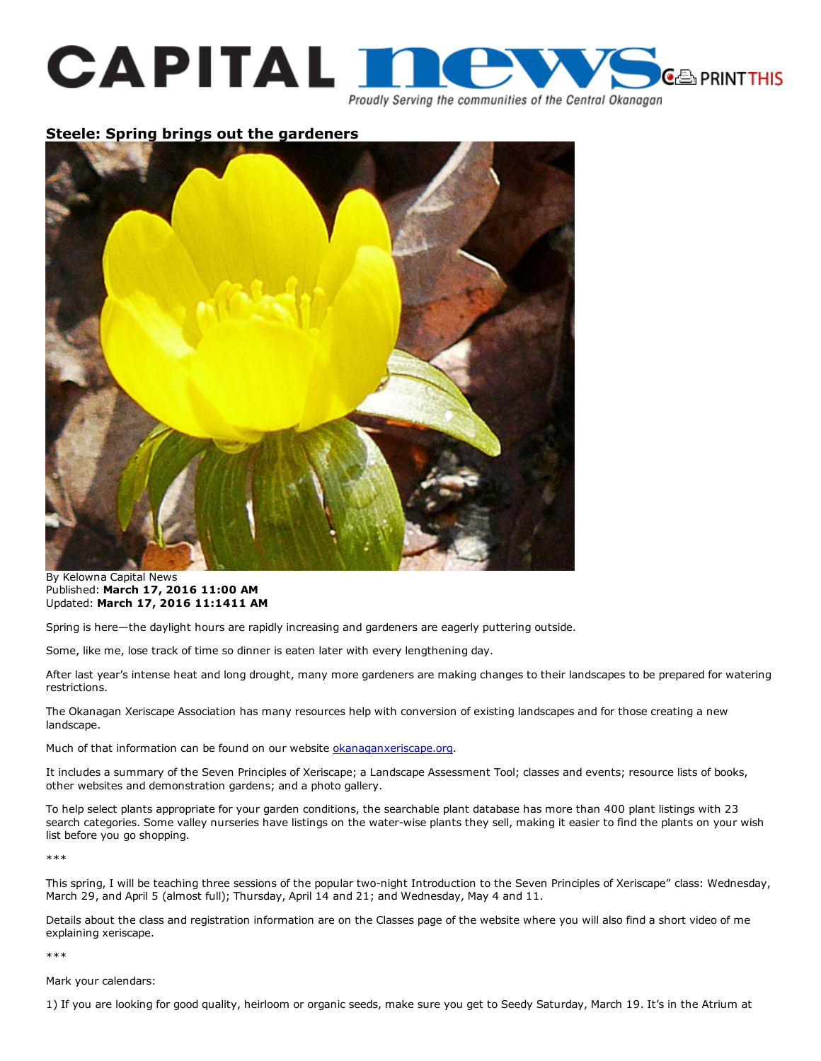# Steele: Spring brings out the gardeners

By Kelowna Capital News
Published: **March 17, 2016 11:00 AM**
Updated: **March 17, 2016 11:1411 AM**

Spring is here—the daylight hours are rapidly increasing and gardeners are eagerly puttering outside.

Some, like me, lose track of time so dinner is eaten later with every lengthening day.

After last year's intense heat and long drought, many more gardeners are making changes to their landscapes to be prepared for watering restrictions.

The Okanagan Xeriscape Association has many resources help with conversion of existing landscapes and for those creating a new landscape.

Much of that information can be found on our website okanaganxeriscape.org.

It includes a summary of the Seven Principles of Xeriscape; a Landscape Assessment Tool; classes and events; resource lists of books, other websites and demonstration gardens; and a photo gallery.

To help select plants appropriate for your garden conditions, the searchable plant database has more than 400 plant listings with 23 search categories. Some valley nurseries have listings on the water-wise plants they sell, making it easier to find the plants on your wish list before you go shopping.

***

This spring, I will be teaching three sessions of the popular two-night Introduction to the Seven Principles of Xeriscape" class: Wednesday, March 29, and April 5 (almost full); Thursday, April 14 and 21; and Wednesday, May 4 and 11.

Details about the class and registration information are on the Classes page of the website where you will also find a short video of me explaining xeriscape.

***

Mark your calendars:

1) If you are looking for good quality, heirloom or organic seeds, make sure you get to Seedy Saturday, March 19. It's in the Atrium at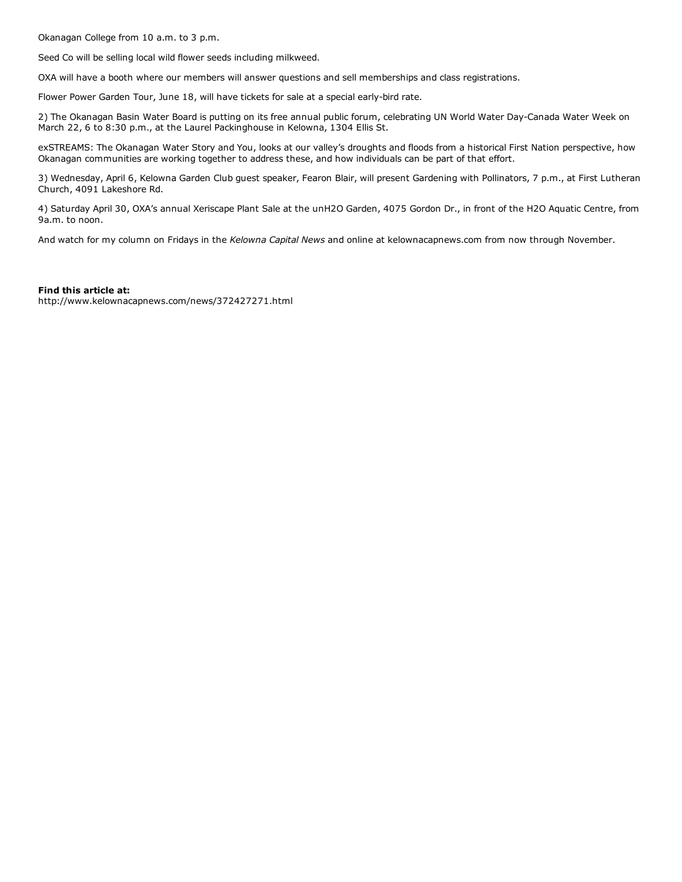Okanagan College from 10 a.m. to 3 p.m.

Seed Co will be selling local wild flower seeds including milkweed.

OXA will have a booth where our members will answer questions and sell memberships and class registrations.

Flower Power Garden Tour, June 18, will have tickets for sale at a special early-bird rate.

2) The Okanagan Basin Water Board is putting on its free annual public forum, celebrating UN World Water Day-Canada Water Week on March 22, 6 to 8:30 p.m., at the Laurel Packinghouse in Kelowna, 1304 Ellis St.

exSTREAMS: The Okanagan Water Story and You, looks at our valley's droughts and floods from a historical First Nation perspective, how Okanagan communities are working together to address these, and how individuals can be part of that effort.

3) Wednesday, April 6, Kelowna Garden Club guest speaker, Fearon Blair, will present Gardening with Pollinators, 7 p.m., at First Lutheran Church, 4091 Lakeshore Rd.

4) Saturday April 30, OXA's annual Xeriscape Plant Sale at the unH2O Garden, 4075 Gordon Dr., in front of the H2O Aquatic Centre, from 9a.m. to noon.

And watch for my column on Fridays in the *Kelowna Capital News* and online at kelownacapnews.com from now through November.

**Find this article at:**
http://www.kelownacapnews.com/news/372427271.html